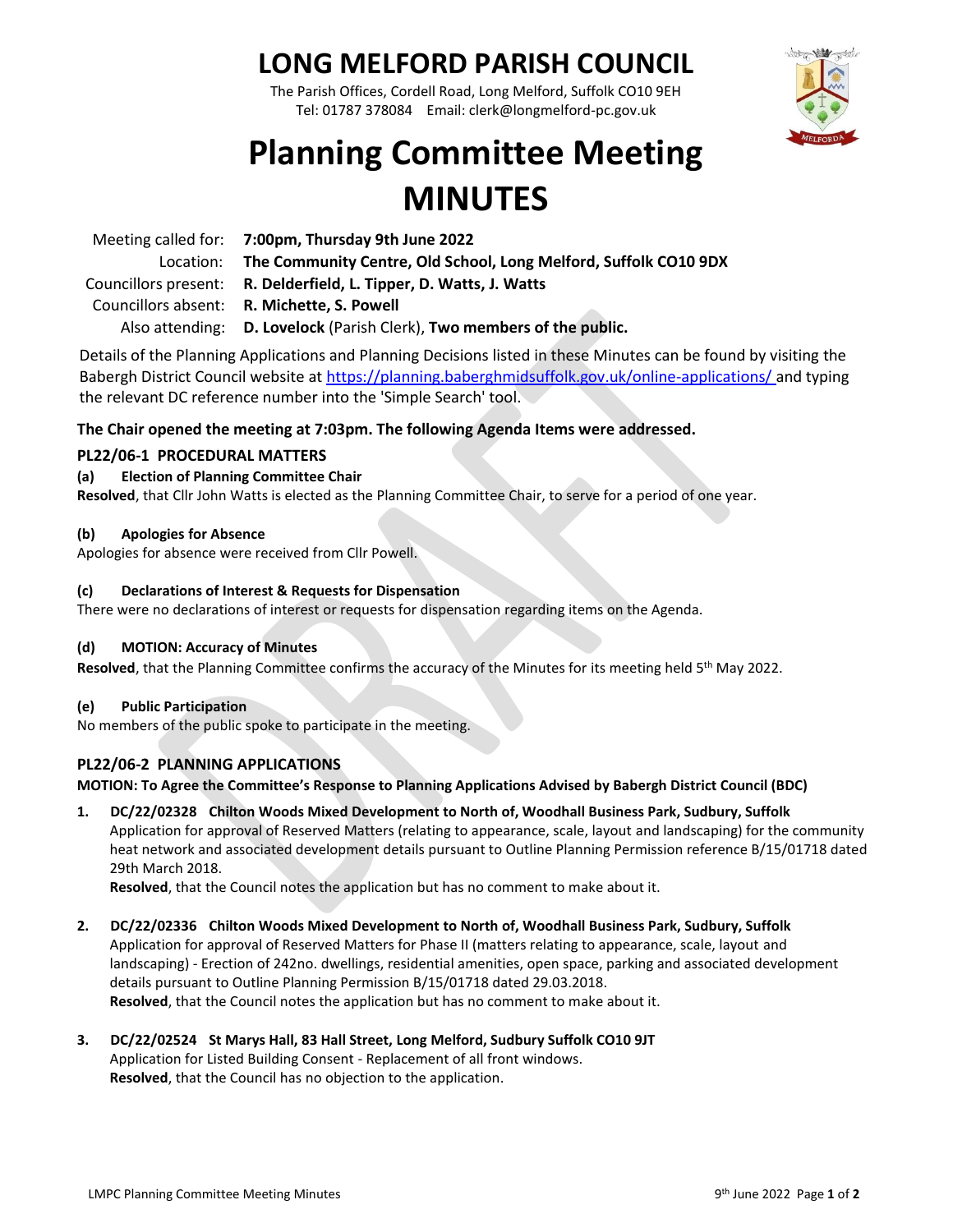# LONG MELFORD PARISH COUNCIL

The Parish Offices, Cordell Road, Long Melford, Suffolk CO10 9EH
Tel: 01787 378084 Email: clerk@longmelford-pc.gov.uk

# Planning Committee Meeting MINUTES

| | |
|---|---|
| Meeting called for: | **7:00pm, Thursday 9th June 2022** |
| Location: | **The Community Centre, Old School, Long Melford, Suffolk CO10 9DX** |
| Councillors present: | **R. Delderfield, L. Tipper, D. Watts, J. Watts** |
| Councillors absent: | **R. Michette, S. Powell** |
| Also attending: | **D. Lovelock** (Parish Clerk), **Two members of the public.** |

Details of the Planning Applications and Planning Decisions listed in these Minutes can be found by visiting the Babergh District Council website at https://planning.baberghmidsuffolk.gov.uk/online-applications/ and typing the relevant DC reference number into the 'Simple Search' tool.

**The Chair opened the meeting at 7:03pm. The following Agenda Items were addressed.**

## PL22/06-1 PROCEDURAL MATTERS

**(a) Election of Planning Committee Chair**

**Resolved**, that Cllr John Watts is elected as the Planning Committee Chair, to serve for a period of one year.

**(b) Apologies for Absence**

Apologies for absence were received from Cllr Powell.

**(c) Declarations of Interest & Requests for Dispensation**

There were no declarations of interest or requests for dispensation regarding items on the Agenda.

**(d) MOTION: Accuracy of Minutes**

**Resolved**, that the Planning Committee confirms the accuracy of the Minutes for its meeting held 5th May 2022.

**(e) Public Participation**

No members of the public spoke to participate in the meeting.

## PL22/06-2 PLANNING APPLICATIONS

**MOTION: To Agree the Committee's Response to Planning Applications Advised by Babergh District Council (BDC)**

1. **DC/22/02328 Chilton Woods Mixed Development to North of, Woodhall Business Park, Sudbury, Suffolk**
   Application for approval of Reserved Matters (relating to appearance, scale, layout and landscaping) for the community heat network and associated development details pursuant to Outline Planning Permission reference B/15/01718 dated 29th March 2018.
   **Resolved**, that the Council notes the application but has no comment to make about it.

2. **DC/22/02336 Chilton Woods Mixed Development to North of, Woodhall Business Park, Sudbury, Suffolk**
   Application for approval of Reserved Matters for Phase II (matters relating to appearance, scale, layout and landscaping) - Erection of 242no. dwellings, residential amenities, open space, parking and associated development details pursuant to Outline Planning Permission B/15/01718 dated 29.03.2018.
   **Resolved**, that the Council notes the application but has no comment to make about it.

3. **DC/22/02524 St Marys Hall, 83 Hall Street, Long Melford, Sudbury Suffolk CO10 9JT**
   Application for Listed Building Consent - Replacement of all front windows.
   **Resolved**, that the Council has no objection to the application.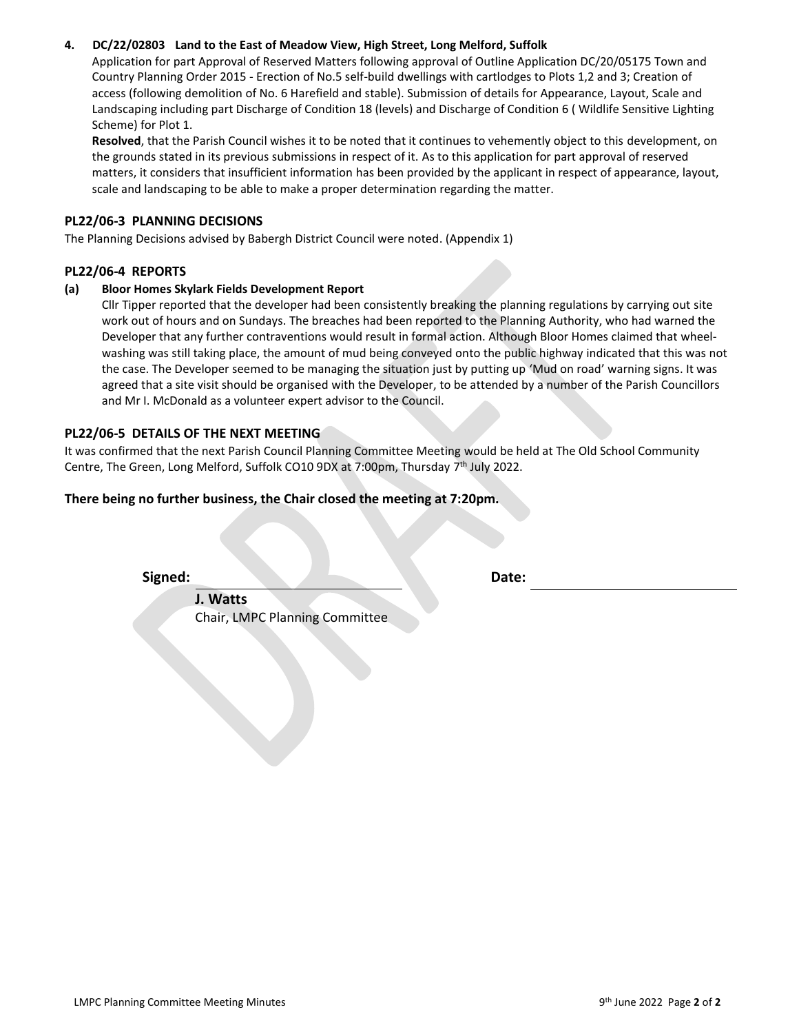**4. DC/22/02803 Land to the East of Meadow View, High Street, Long Melford, Suffolk**

Application for part Approval of Reserved Matters following approval of Outline Application DC/20/05175 Town and Country Planning Order 2015 - Erection of No.5 self-build dwellings with cartlodges to Plots 1,2 and 3; Creation of access (following demolition of No. 6 Harefield and stable). Submission of details for Appearance, Layout, Scale and Landscaping including part Discharge of Condition 18 (levels) and Discharge of Condition 6 ( Wildlife Sensitive Lighting Scheme) for Plot 1.

**Resolved**, that the Parish Council wishes it to be noted that it continues to vehemently object to this development, on the grounds stated in its previous submissions in respect of it. As to this application for part approval of reserved matters, it considers that insufficient information has been provided by the applicant in respect of appearance, layout, scale and landscaping to be able to make a proper determination regarding the matter.

## PL22/06-3 PLANNING DECISIONS

The Planning Decisions advised by Babergh District Council were noted. (Appendix 1)

## PL22/06-4 REPORTS

**(a) Bloor Homes Skylark Fields Development Report**

Cllr Tipper reported that the developer had been consistently breaking the planning regulations by carrying out site work out of hours and on Sundays. The breaches had been reported to the Planning Authority, who had warned the Developer that any further contraventions would result in formal action. Although Bloor Homes claimed that wheel-washing was still taking place, the amount of mud being conveyed onto the public highway indicated that this was not the case. The Developer seemed to be managing the situation just by putting up 'Mud on road' warning signs. It was agreed that a site visit should be organised with the Developer, to be attended by a number of the Parish Councillors and Mr I. McDonald as a volunteer expert advisor to the Council.

## PL22/06-5 DETAILS OF THE NEXT MEETING

It was confirmed that the next Parish Council Planning Committee Meeting would be held at The Old School Community Centre, The Green, Long Melford, Suffolk CO10 9DX at 7:00pm, Thursday 7th July 2022.

**There being no further business, the Chair closed the meeting at 7:20pm.**

**Signed:** ____________________ **Date:** ____________________

**J. Watts**
Chair, LMPC Planning Committee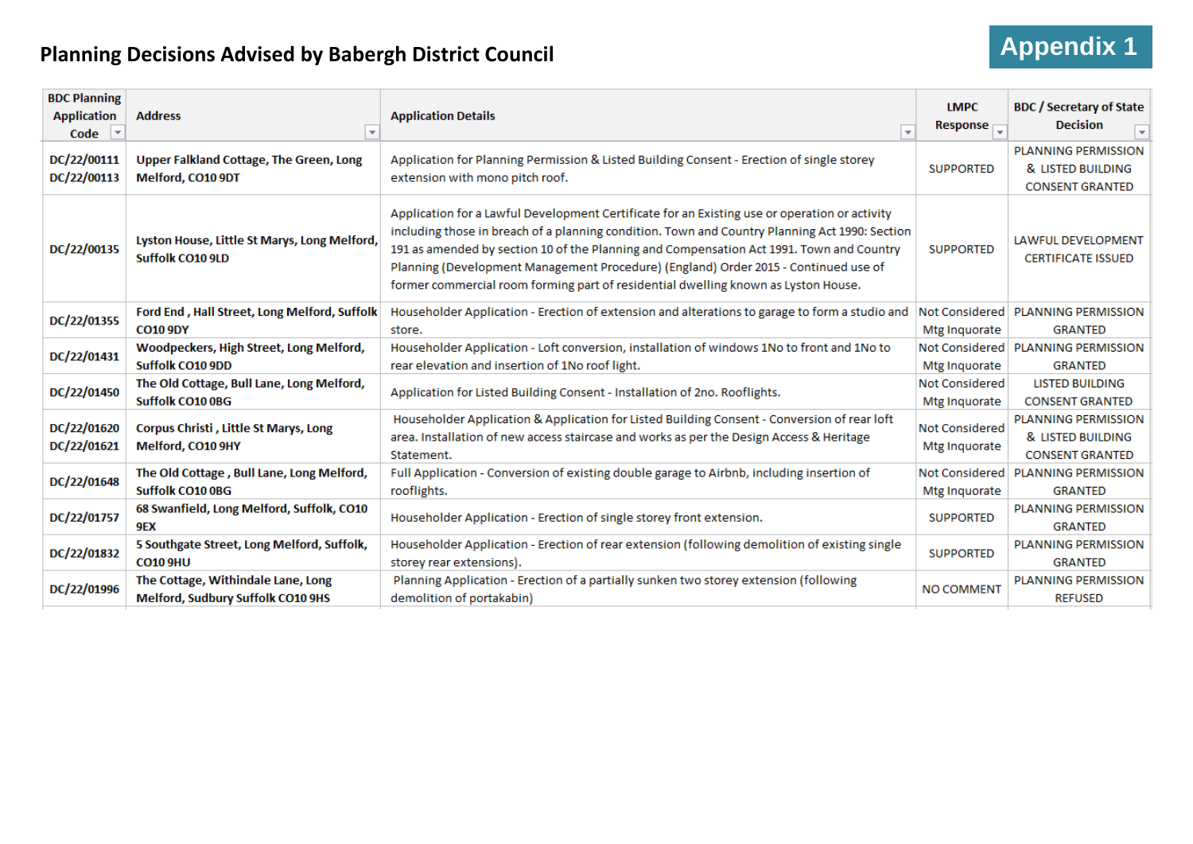# Planning Decisions Advised by Babergh District Council

**Appendix 1**

| BDC Planning Application Code | Address | Application Details | LMPC Response | BDC / Secretary of State Decision |
|---|---|---|---|---|
| **DC/22/00111 DC/22/00113** | **Upper Falkland Cottage, The Green, Long Melford, CO10 9DT** | Application for Planning Permission & Listed Building Consent - Erection of single storey extension with mono pitch roof. | SUPPORTED | PLANNING PERMISSION & LISTED BUILDING CONSENT GRANTED |
| **DC/22/00135** | **Lyston House, Little St Marys, Long Melford, Suffolk CO10 9LD** | Application for a Lawful Development Certificate for an Existing use or operation or activity including those in breach of a planning condition. Town and Country Planning Act 1990: Section 191 as amended by section 10 of the Planning and Compensation Act 1991. Town and Country Planning (Development Management Procedure) (England) Order 2015 - Continued use of former commercial room forming part of residential dwelling known as Lyston House. | SUPPORTED | LAWFUL DEVELOPMENT CERTIFICATE ISSUED |
| **DC/22/01355** | **Ford End , Hall Street, Long Melford, Suffolk CO10 9DY** | Householder Application - Erection of extension and alterations to garage to form a studio and store. | Not Considered Mtg Inquorate | PLANNING PERMISSION GRANTED |
| **DC/22/01431** | **Woodpeckers, High Street, Long Melford, Suffolk CO10 9DD** | Householder Application - Loft conversion, installation of windows 1No to front and 1No to rear elevation and insertion of 1No roof light. | Not Considered Mtg Inquorate | PLANNING PERMISSION GRANTED |
| **DC/22/01450** | **The Old Cottage, Bull Lane, Long Melford, Suffolk CO10 0BG** | Application for Listed Building Consent - Installation of 2no. Rooflights. | Not Considered Mtg Inquorate | LISTED BUILDING CONSENT GRANTED |
| **DC/22/01620 DC/22/01621** | **Corpus Christi , Little St Marys, Long Melford, CO10 9HY** | Householder Application & Application for Listed Building Consent - Conversion of rear loft area. Installation of new access staircase and works as per the Design Access & Heritage Statement. | Not Considered Mtg Inquorate | PLANNING PERMISSION & LISTED BUILDING CONSENT GRANTED |
| **DC/22/01648** | **The Old Cottage , Bull Lane, Long Melford, Suffolk CO10 0BG** | Full Application - Conversion of existing double garage to Airbnb, including insertion of rooflights. | Not Considered Mtg Inquorate | PLANNING PERMISSION GRANTED |
| **DC/22/01757** | **68 Swanfield, Long Melford, Suffolk, CO10 9EX** | Householder Application - Erection of single storey front extension. | SUPPORTED | PLANNING PERMISSION GRANTED |
| **DC/22/01832** | **5 Southgate Street, Long Melford, Suffolk, CO10 9HU** | Householder Application - Erection of rear extension (following demolition of existing single storey rear extensions). | SUPPORTED | PLANNING PERMISSION GRANTED |
| **DC/22/01996** | **The Cottage, Withindale Lane, Long Melford, Sudbury Suffolk CO10 9HS** | Planning Application - Erection of a partially sunken two storey extension (following demolition of portakabin) | NO COMMENT | PLANNING PERMISSION REFUSED |